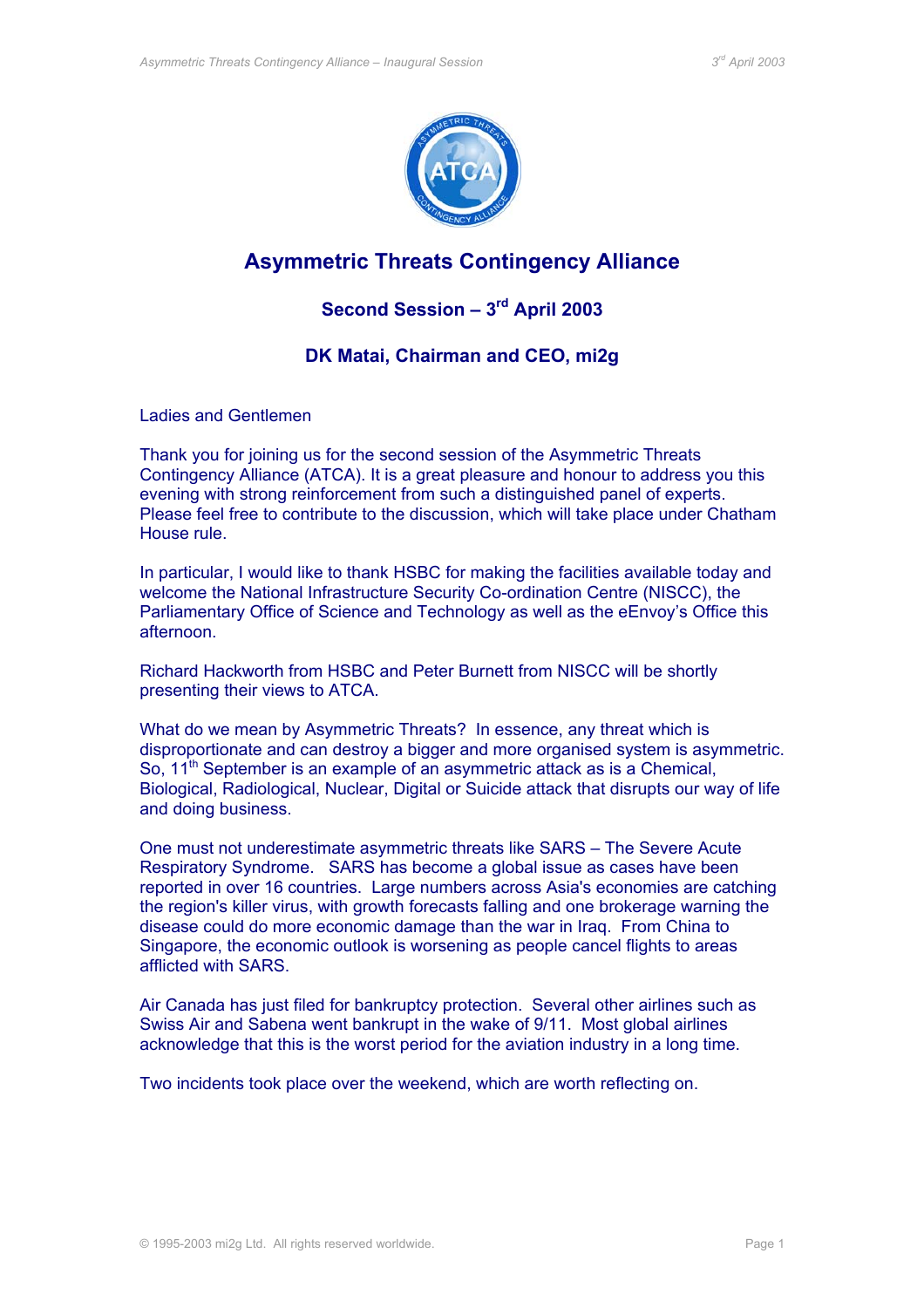# Asymmetric Threats Contingency Alliance

## Second Session – 3rd April 2003

## DK Matai, Chairman and CEO, mi2g

Ladies and Gentlemen

Thank you for joining us for the second session of the Asymmetric Threats Contingency Alliance (ATCA). It is a great pleasure and honour to address you this evening with strong reinforcement from such a distinguished panel of experts. Please feel free to contribute to the discussion, which will take place under Chatham House rule.

In particular, I would like to thank HSBC for making the facilities available today and welcome the National Infrastructure Security Co-ordination Centre (NISCC), the Parliamentary Office of Science and Technology as well as the eEnvoy's Office this afternoon.

Richard Hackworth from HSBC and Peter Burnett from NISCC will be shortly presenting their views to ATCA.

What do we mean by Asymmetric Threats? In essence, any threat which is disproportionate and can destroy a bigger and more organised system is asymmetric. So, 11th September is an example of an asymmetric attack as is a Chemical, Biological, Radiological, Nuclear, Digital or Suicide attack that disrupts our way of life and doing business.

One must not underestimate asymmetric threats like SARS – The Severe Acute Respiratory Syndrome. SARS has become a global issue as cases have been reported in over 16 countries. Large numbers across Asia's economies are catching the region's killer virus, with growth forecasts falling and one brokerage warning the disease could do more economic damage than the war in Iraq. From China to Singapore, the economic outlook is worsening as people cancel flights to areas afflicted with SARS.

Air Canada has just filed for bankruptcy protection. Several other airlines such as Swiss Air and Sabena went bankrupt in the wake of 9/11. Most global airlines acknowledge that this is the worst period for the aviation industry in a long time.

Two incidents took place over the weekend, which are worth reflecting on.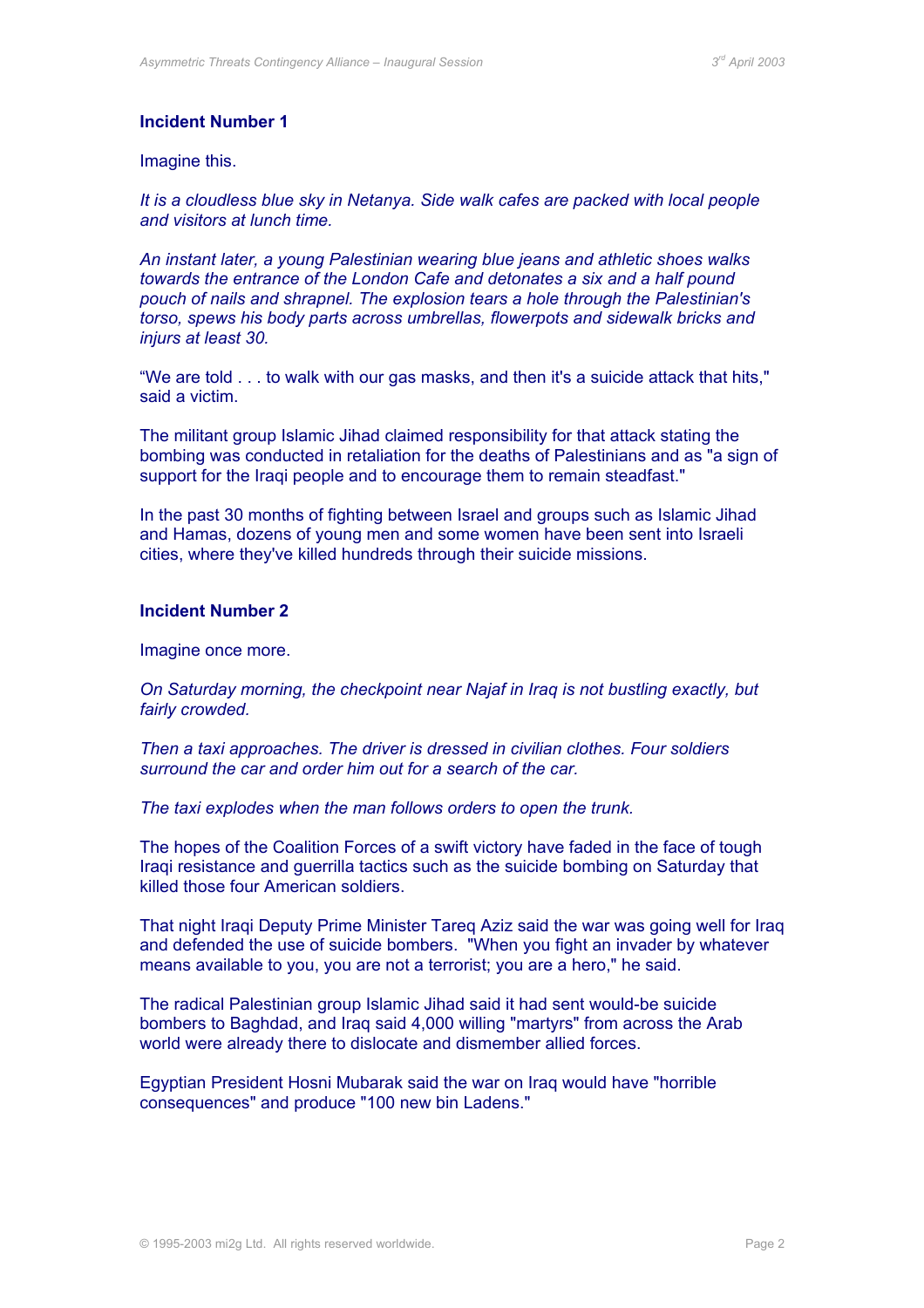**Incident Number 1**

Imagine this.

*It is a cloudless blue sky in Netanya. Side walk cafes are packed with local people and visitors at lunch time.*

*An instant later, a young Palestinian wearing blue jeans and athletic shoes walks towards the entrance of the London Cafe and detonates a six and a half pound pouch of nails and shrapnel. The explosion tears a hole through the Palestinian's torso, spews his body parts across umbrellas, flowerpots and sidewalk bricks and injurs at least 30.*

"We are told . . . to walk with our gas masks, and then it's a suicide attack that hits," said a victim.

The militant group Islamic Jihad claimed responsibility for that attack stating the bombing was conducted in retaliation for the deaths of Palestinians and as "a sign of support for the Iraqi people and to encourage them to remain steadfast."

In the past 30 months of fighting between Israel and groups such as Islamic Jihad and Hamas, dozens of young men and some women have been sent into Israeli cities, where they've killed hundreds through their suicide missions.

**Incident Number 2**

Imagine once more.

*On Saturday morning, the checkpoint near Najaf in Iraq is not bustling exactly, but fairly crowded.*

*Then a taxi approaches. The driver is dressed in civilian clothes. Four soldiers surround the car and order him out for a search of the car.*

*The taxi explodes when the man follows orders to open the trunk.*

The hopes of the Coalition Forces of a swift victory have faded in the face of tough Iraqi resistance and guerrilla tactics such as the suicide bombing on Saturday that killed those four American soldiers.

That night Iraqi Deputy Prime Minister Tareq Aziz said the war was going well for Iraq and defended the use of suicide bombers. "When you fight an invader by whatever means available to you, you are not a terrorist; you are a hero," he said.

The radical Palestinian group Islamic Jihad said it had sent would-be suicide bombers to Baghdad, and Iraq said 4,000 willing "martyrs" from across the Arab world were already there to dislocate and dismember allied forces.

Egyptian President Hosni Mubarak said the war on Iraq would have "horrible consequences" and produce "100 new bin Ladens."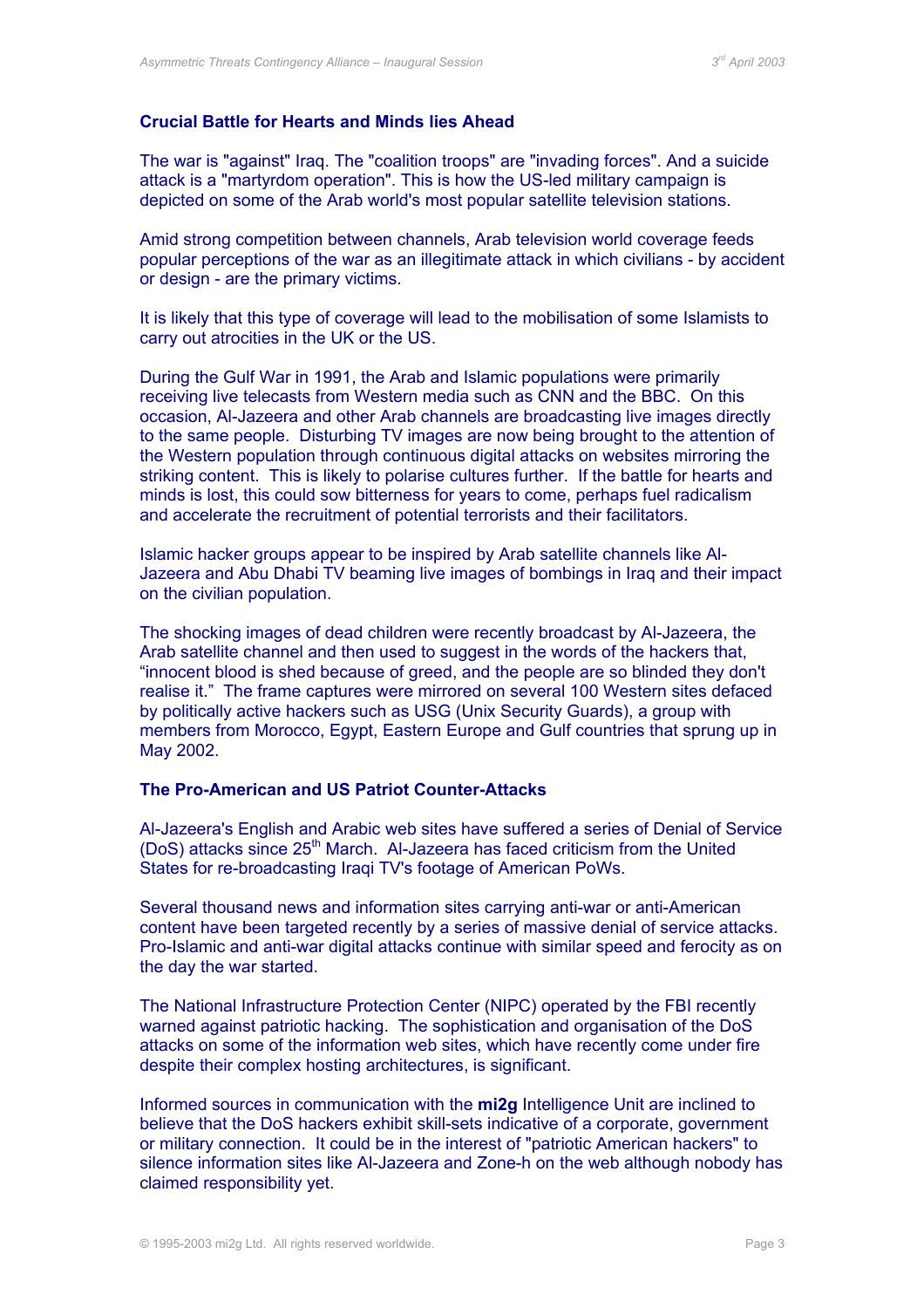**Crucial Battle for Hearts and Minds lies Ahead**

The war is "against" Iraq. The "coalition troops" are "invading forces". And a suicide attack is a "martyrdom operation". This is how the US-led military campaign is depicted on some of the Arab world's most popular satellite television stations.

Amid strong competition between channels, Arab television world coverage feeds popular perceptions of the war as an illegitimate attack in which civilians - by accident or design - are the primary victims.

It is likely that this type of coverage will lead to the mobilisation of some Islamists to carry out atrocities in the UK or the US.

During the Gulf War in 1991, the Arab and Islamic populations were primarily receiving live telecasts from Western media such as CNN and the BBC. On this occasion, Al-Jazeera and other Arab channels are broadcasting live images directly to the same people. Disturbing TV images are now being brought to the attention of the Western population through continuous digital attacks on websites mirroring the striking content. This is likely to polarise cultures further. If the battle for hearts and minds is lost, this could sow bitterness for years to come, perhaps fuel radicalism and accelerate the recruitment of potential terrorists and their facilitators.

Islamic hacker groups appear to be inspired by Arab satellite channels like Al-Jazeera and Abu Dhabi TV beaming live images of bombings in Iraq and their impact on the civilian population.

The shocking images of dead children were recently broadcast by Al-Jazeera, the Arab satellite channel and then used to suggest in the words of the hackers that, "innocent blood is shed because of greed, and the people are so blinded they don't realise it." The frame captures were mirrored on several 100 Western sites defaced by politically active hackers such as USG (Unix Security Guards), a group with members from Morocco, Egypt, Eastern Europe and Gulf countries that sprung up in May 2002.

**The Pro-American and US Patriot Counter-Attacks**

Al-Jazeera's English and Arabic web sites have suffered a series of Denial of Service (DoS) attacks since 25th March. Al-Jazeera has faced criticism from the United States for re-broadcasting Iraqi TV's footage of American PoWs.

Several thousand news and information sites carrying anti-war or anti-American content have been targeted recently by a series of massive denial of service attacks. Pro-Islamic and anti-war digital attacks continue with similar speed and ferocity as on the day the war started.

The National Infrastructure Protection Center (NIPC) operated by the FBI recently warned against patriotic hacking. The sophistication and organisation of the DoS attacks on some of the information web sites, which have recently come under fire despite their complex hosting architectures, is significant.

Informed sources in communication with the **mi2g** Intelligence Unit are inclined to believe that the DoS hackers exhibit skill-sets indicative of a corporate, government or military connection. It could be in the interest of "patriotic American hackers" to silence information sites like Al-Jazeera and Zone-h on the web although nobody has claimed responsibility yet.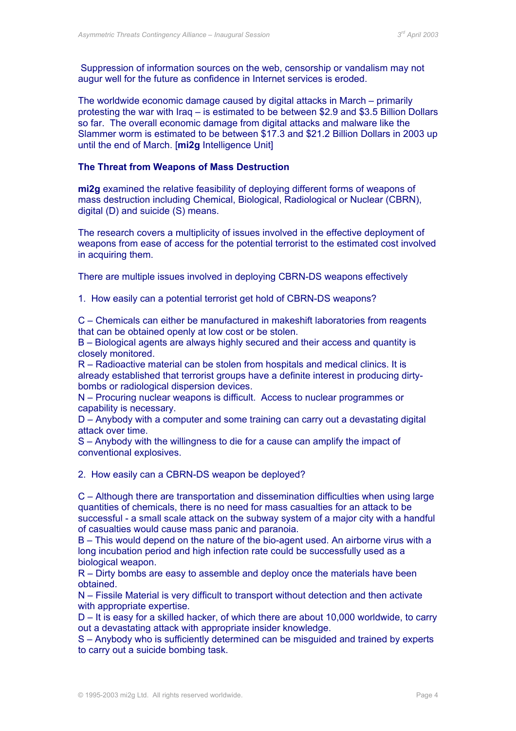Suppression of information sources on the web, censorship or vandalism may not augur well for the future as confidence in Internet services is eroded.

The worldwide economic damage caused by digital attacks in March – primarily protesting the war with Iraq – is estimated to be between $2.9 and $3.5 Billion Dollars so far. The overall economic damage from digital attacks and malware like the Slammer worm is estimated to be between $17.3 and $21.2 Billion Dollars in 2003 up until the end of March. [**mi2g** Intelligence Unit]

**The Threat from Weapons of Mass Destruction**

**mi2g** examined the relative feasibility of deploying different forms of weapons of mass destruction including Chemical, Biological, Radiological or Nuclear (CBRN), digital (D) and suicide (S) means.

The research covers a multiplicity of issues involved in the effective deployment of weapons from ease of access for the potential terrorist to the estimated cost involved in acquiring them.

There are multiple issues involved in deploying CBRN-DS weapons effectively

1. How easily can a potential terrorist get hold of CBRN-DS weapons?

C – Chemicals can either be manufactured in makeshift laboratories from reagents that can be obtained openly at low cost or be stolen.
B – Biological agents are always highly secured and their access and quantity is closely monitored.
R – Radioactive material can be stolen from hospitals and medical clinics. It is already established that terrorist groups have a definite interest in producing dirty-bombs or radiological dispersion devices.
N – Procuring nuclear weapons is difficult. Access to nuclear programmes or capability is necessary.
D – Anybody with a computer and some training can carry out a devastating digital attack over time.
S – Anybody with the willingness to die for a cause can amplify the impact of conventional explosives.

2. How easily can a CBRN-DS weapon be deployed?

C – Although there are transportation and dissemination difficulties when using large quantities of chemicals, there is no need for mass casualties for an attack to be successful - a small scale attack on the subway system of a major city with a handful of casualties would cause mass panic and paranoia.
B – This would depend on the nature of the bio-agent used. An airborne virus with a long incubation period and high infection rate could be successfully used as a biological weapon.
R – Dirty bombs are easy to assemble and deploy once the materials have been obtained.
N – Fissile Material is very difficult to transport without detection and then activate with appropriate expertise.
D – It is easy for a skilled hacker, of which there are about 10,000 worldwide, to carry out a devastating attack with appropriate insider knowledge.
S – Anybody who is sufficiently determined can be misguided and trained by experts to carry out a suicide bombing task.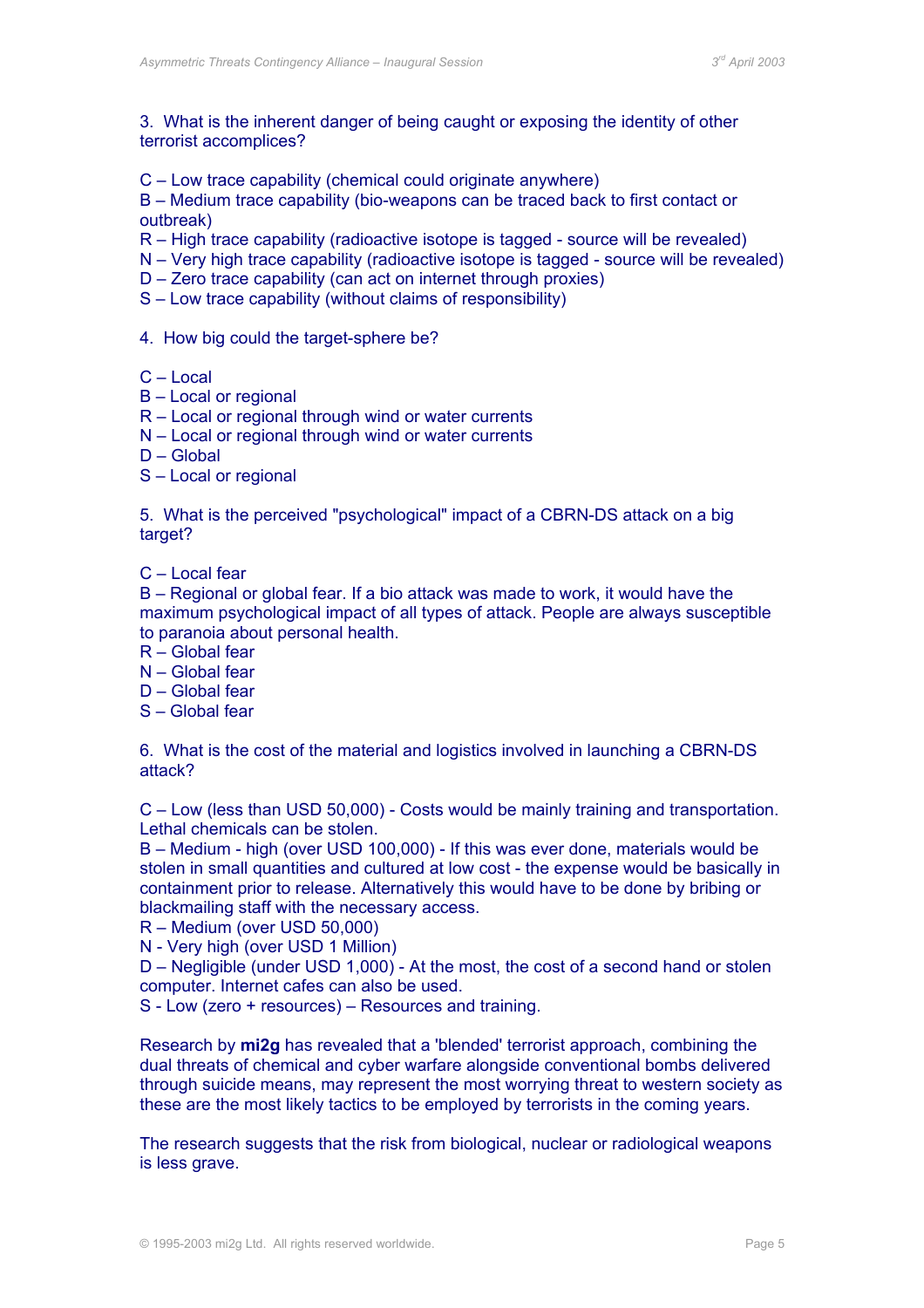3. What is the inherent danger of being caught or exposing the identity of other terrorist accomplices?

C – Low trace capability (chemical could originate anywhere)
B – Medium trace capability (bio-weapons can be traced back to first contact or outbreak)
R – High trace capability (radioactive isotope is tagged - source will be revealed)
N – Very high trace capability (radioactive isotope is tagged - source will be revealed)
D – Zero trace capability (can act on internet through proxies)
S – Low trace capability (without claims of responsibility)

4. How big could the target-sphere be?

C – Local
B – Local or regional
R – Local or regional through wind or water currents
N – Local or regional through wind or water currents
D – Global
S – Local or regional

5. What is the perceived "psychological" impact of a CBRN-DS attack on a big target?

C – Local fear
B – Regional or global fear. If a bio attack was made to work, it would have the maximum psychological impact of all types of attack. People are always susceptible to paranoia about personal health.
R – Global fear
N – Global fear
D – Global fear
S – Global fear

6. What is the cost of the material and logistics involved in launching a CBRN-DS attack?

C – Low (less than USD 50,000) - Costs would be mainly training and transportation. Lethal chemicals can be stolen.
B – Medium - high (over USD 100,000) - If this was ever done, materials would be stolen in small quantities and cultured at low cost - the expense would be basically in containment prior to release. Alternatively this would have to be done by bribing or blackmailing staff with the necessary access.
R – Medium (over USD 50,000)
N - Very high (over USD 1 Million)
D – Negligible (under USD 1,000) - At the most, the cost of a second hand or stolen computer. Internet cafes can also be used.
S - Low (zero + resources) – Resources and training.

Research by **mi2g** has revealed that a 'blended' terrorist approach, combining the dual threats of chemical and cyber warfare alongside conventional bombs delivered through suicide means, may represent the most worrying threat to western society as these are the most likely tactics to be employed by terrorists in the coming years.

The research suggests that the risk from biological, nuclear or radiological weapons is less grave.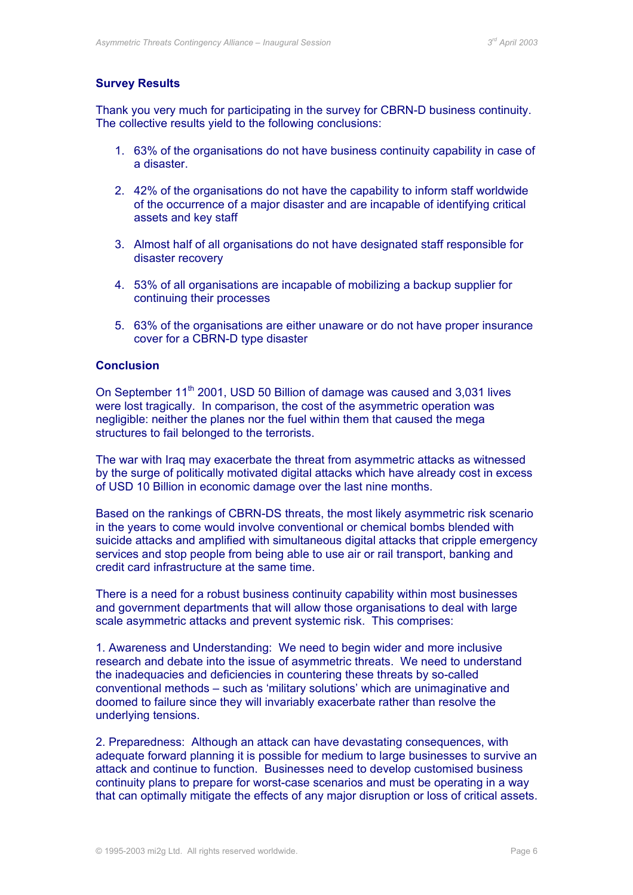## Survey Results

Thank you very much for participating in the survey for CBRN-D business continuity. The collective results yield to the following conclusions:

1. 63% of the organisations do not have business continuity capability in case of a disaster.
2. 42% of the organisations do not have the capability to inform staff worldwide of the occurrence of a major disaster and are incapable of identifying critical assets and key staff
3. Almost half of all organisations do not have designated staff responsible for disaster recovery
4. 53% of all organisations are incapable of mobilizing a backup supplier for continuing their processes
5. 63% of the organisations are either unaware or do not have proper insurance cover for a CBRN-D type disaster

## Conclusion

On September 11th 2001, USD 50 Billion of damage was caused and 3,031 lives were lost tragically. In comparison, the cost of the asymmetric operation was negligible: neither the planes nor the fuel within them that caused the mega structures to fail belonged to the terrorists.

The war with Iraq may exacerbate the threat from asymmetric attacks as witnessed by the surge of politically motivated digital attacks which have already cost in excess of USD 10 Billion in economic damage over the last nine months.

Based on the rankings of CBRN-DS threats, the most likely asymmetric risk scenario in the years to come would involve conventional or chemical bombs blended with suicide attacks and amplified with simultaneous digital attacks that cripple emergency services and stop people from being able to use air or rail transport, banking and credit card infrastructure at the same time.

There is a need for a robust business continuity capability within most businesses and government departments that will allow those organisations to deal with large scale asymmetric attacks and prevent systemic risk. This comprises:

1. Awareness and Understanding: We need to begin wider and more inclusive research and debate into the issue of asymmetric threats. We need to understand the inadequacies and deficiencies in countering these threats by so-called conventional methods – such as 'military solutions' which are unimaginative and doomed to failure since they will invariably exacerbate rather than resolve the underlying tensions.

2. Preparedness: Although an attack can have devastating consequences, with adequate forward planning it is possible for medium to large businesses to survive an attack and continue to function. Businesses need to develop customised business continuity plans to prepare for worst-case scenarios and must be operating in a way that can optimally mitigate the effects of any major disruption or loss of critical assets.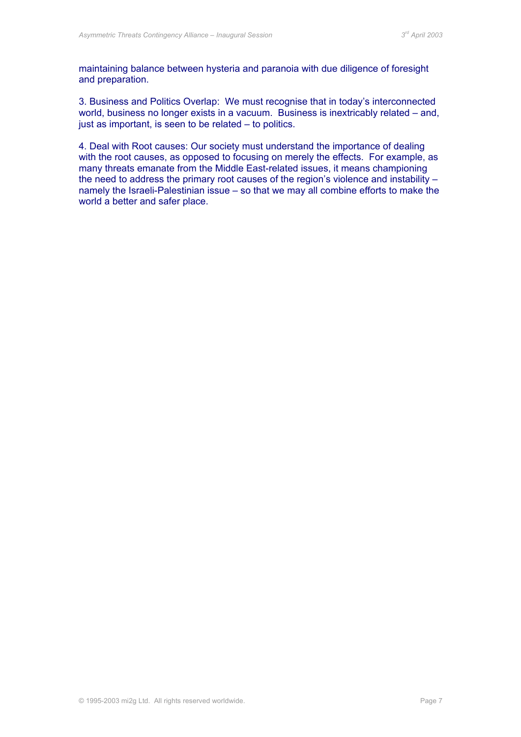maintaining balance between hysteria and paranoia with due diligence of foresight and preparation.

3. Business and Politics Overlap: We must recognise that in today's interconnected world, business no longer exists in a vacuum. Business is inextricably related – and, just as important, is seen to be related – to politics.

4. Deal with Root causes: Our society must understand the importance of dealing with the root causes, as opposed to focusing on merely the effects. For example, as many threats emanate from the Middle East-related issues, it means championing the need to address the primary root causes of the region's violence and instability – namely the Israeli-Palestinian issue – so that we may all combine efforts to make the world a better and safer place.